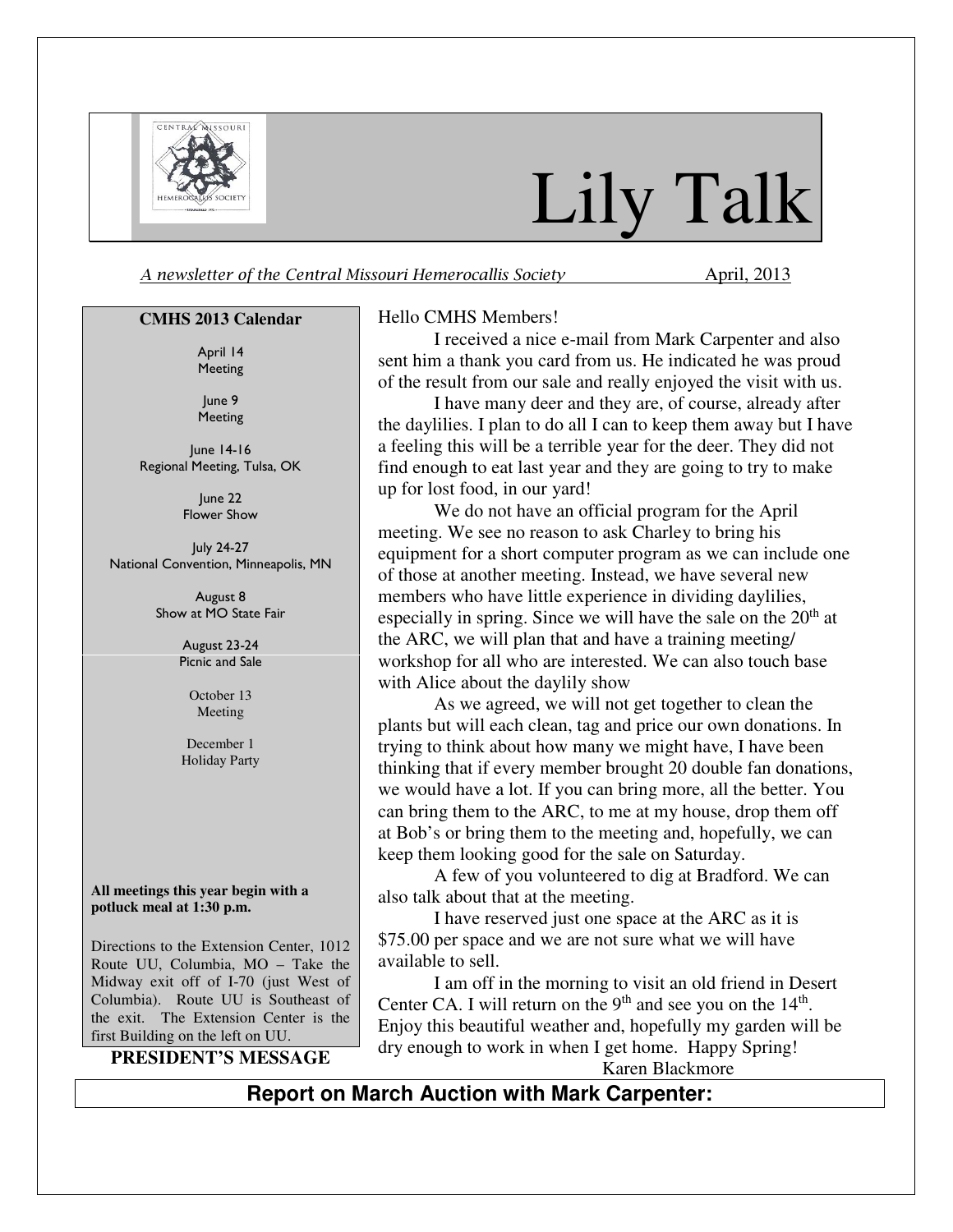# Lily Talk

*A newsletter of the Central Missouri Hemerocallis Society* April, 2013

**CMHS 2013 Calendar**

April 14
Meeting

June 9
Meeting

June 14-16
Regional Meeting, Tulsa, OK

June 22
Flower Show

July 24-27
National Convention, Minneapolis, MN

August 8
Show at MO State Fair

August 23-24
Picnic and Sale

October 13
Meeting

December 1
Holiday Party

**All meetings this year begin with a potluck meal at 1:30 p.m.**

Directions to the Extension Center, 1012 Route UU, Columbia, MO – Take the Midway exit off of I-70 (just West of Columbia). Route UU is Southeast of the exit. The Extension Center is the first Building on the left on UU.

## PRESIDENT'S MESSAGE

Hello CMHS Members!

I received a nice e-mail from Mark Carpenter and also sent him a thank you card from us. He indicated he was proud of the result from our sale and really enjoyed the visit with us.

I have many deer and they are, of course, already after the daylilies. I plan to do all I can to keep them away but I have a feeling this will be a terrible year for the deer. They did not find enough to eat last year and they are going to try to make up for lost food, in our yard!

We do not have an official program for the April meeting. We see no reason to ask Charley to bring his equipment for a short computer program as we can include one of those at another meeting. Instead, we have several new members who have little experience in dividing daylilies, especially in spring. Since we will have the sale on the 20th at the ARC, we will plan that and have a training meeting/ workshop for all who are interested. We can also touch base with Alice about the daylily show

As we agreed, we will not get together to clean the plants but will each clean, tag and price our own donations. In trying to think about how many we might have, I have been thinking that if every member brought 20 double fan donations, we would have a lot. If you can bring more, all the better. You can bring them to the ARC, to me at my house, drop them off at Bob's or bring them to the meeting and, hopefully, we can keep them looking good for the sale on Saturday.

A few of you volunteered to dig at Bradford. We can also talk about that at the meeting.

I have reserved just one space at the ARC as it is $75.00 per space and we are not sure what we will have available to sell.

I am off in the morning to visit an old friend in Desert Center CA. I will return on the 9th and see you on the 14th. Enjoy this beautiful weather and, hopefully my garden will be dry enough to work in when I get home. Happy Spring!

Karen Blackmore

## Report on March Auction with Mark Carpenter: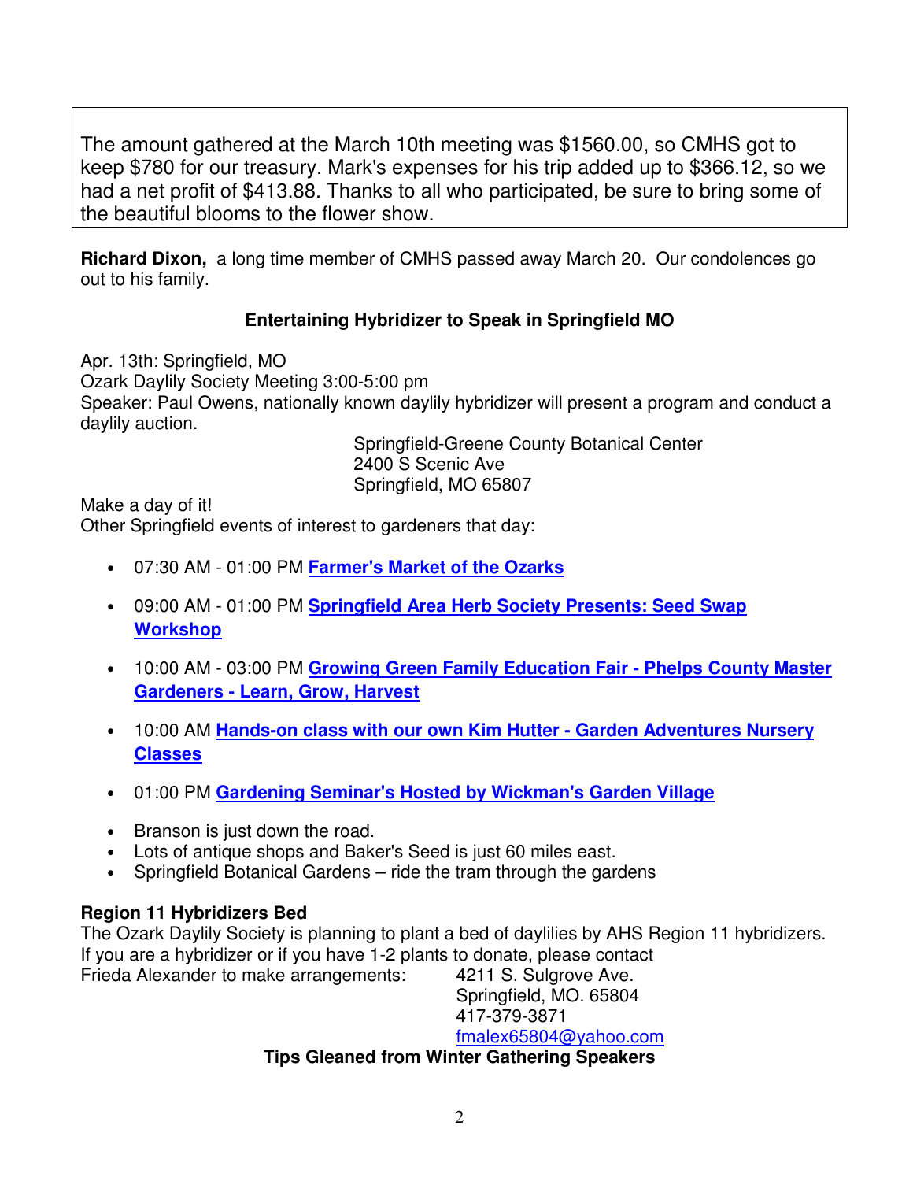The amount gathered at the March 10th meeting was $1560.00, so CMHS got to keep $780 for our treasury. Mark's expenses for his trip added up to $366.12, so we had a net profit of $413.88. Thanks to all who participated, be sure to bring some of the beautiful blooms to the flower show.

**Richard Dixon,** a long time member of CMHS passed away March 20. Our condolences go out to his family.

### Entertaining Hybridizer to Speak in Springfield MO

Apr. 13th: Springfield, MO
Ozark Daylily Society Meeting 3:00-5:00 pm
Speaker: Paul Owens, nationally known daylily hybridizer will present a program and conduct a daylily auction.

Springfield-Greene County Botanical Center
2400 S Scenic Ave
Springfield, MO 65807

Make a day of it!
Other Springfield events of interest to gardeners that day:

- 07:30 AM - 01:00 PM **Farmer's Market of the Ozarks**
- 09:00 AM - 01:00 PM **Springfield Area Herb Society Presents: Seed Swap Workshop**
- 10:00 AM - 03:00 PM **Growing Green Family Education Fair - Phelps County Master Gardeners - Learn, Grow, Harvest**
- 10:00 AM **Hands-on class with our own Kim Hutter - Garden Adventures Nursery Classes**
- 01:00 PM **Gardening Seminar's Hosted by Wickman's Garden Village**
- Branson is just down the road.
- Lots of antique shops and Baker's Seed is just 60 miles east.
- Springfield Botanical Gardens – ride the tram through the gardens

**Region 11 Hybridizers Bed**
The Ozark Daylily Society is planning to plant a bed of daylilies by AHS Region 11 hybridizers. If you are a hybridizer or if you have 1-2 plants to donate, please contact Frieda Alexander to make arrangements:

4211 S. Sulgrove Ave.
Springfield, MO. 65804
417-379-3871
fmalex65804@yahoo.com

### Tips Gleaned from Winter Gathering Speakers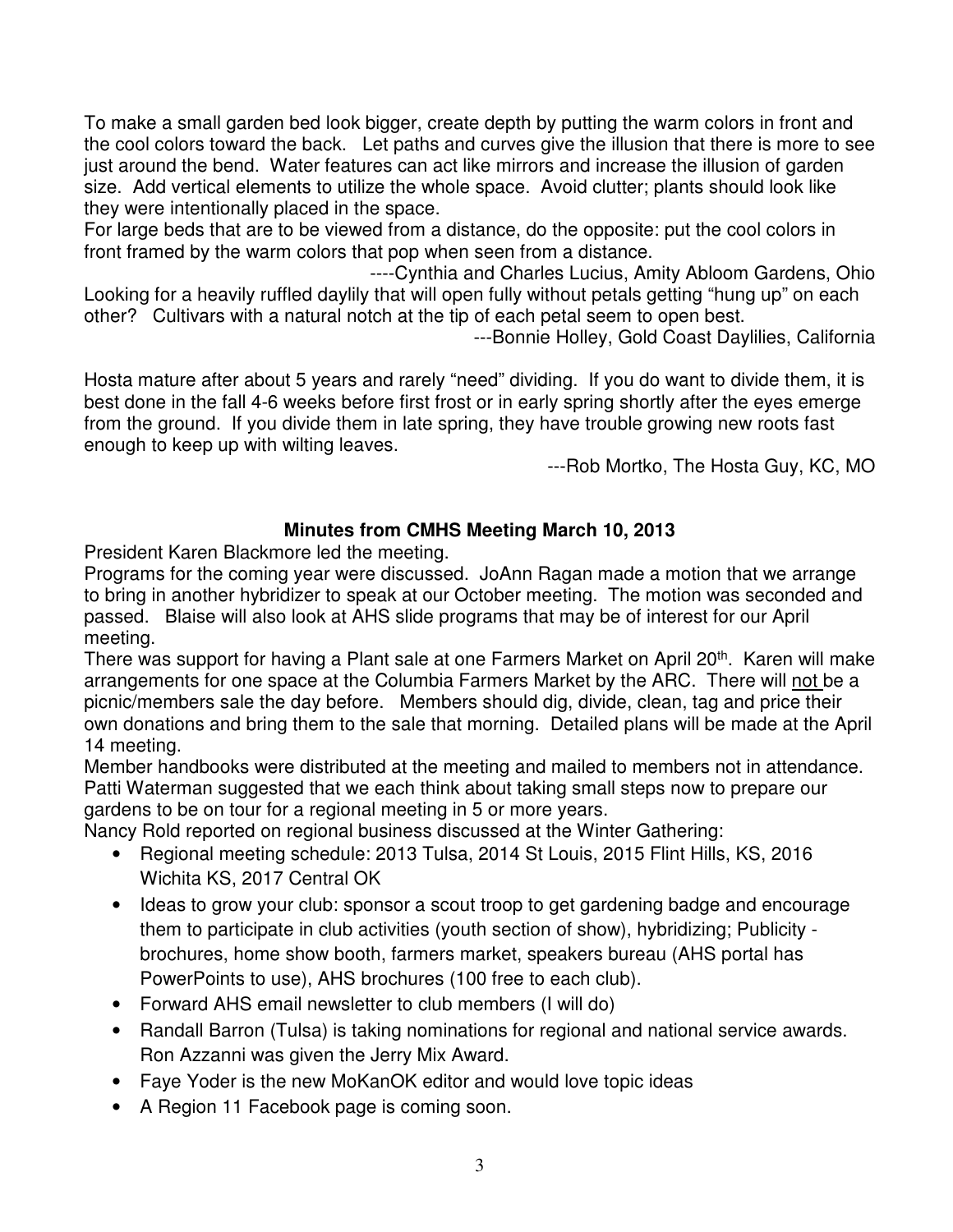To make a small garden bed look bigger, create depth by putting the warm colors in front and the cool colors toward the back. Let paths and curves give the illusion that there is more to see just around the bend. Water features can act like mirrors and increase the illusion of garden size. Add vertical elements to utilize the whole space. Avoid clutter; plants should look like they were intentionally placed in the space.

For large beds that are to be viewed from a distance, do the opposite: put the cool colors in front framed by the warm colors that pop when seen from a distance.

----Cynthia and Charles Lucius, Amity Abloom Gardens, Ohio

Looking for a heavily ruffled daylily that will open fully without petals getting "hung up" on each other? Cultivars with a natural notch at the tip of each petal seem to open best.

---Bonnie Holley, Gold Coast Daylilies, California

Hosta mature after about 5 years and rarely "need" dividing. If you do want to divide them, it is best done in the fall 4-6 weeks before first frost or in early spring shortly after the eyes emerge from the ground. If you divide them in late spring, they have trouble growing new roots fast enough to keep up with wilting leaves.

---Rob Mortko, The Hosta Guy, KC, MO

**Minutes from CMHS Meeting March 10, 2013**

President Karen Blackmore led the meeting.

Programs for the coming year were discussed. JoAnn Ragan made a motion that we arrange to bring in another hybridizer to speak at our October meeting. The motion was seconded and passed. Blaise will also look at AHS slide programs that may be of interest for our April meeting.

There was support for having a Plant sale at one Farmers Market on April 20th. Karen will make arrangements for one space at the Columbia Farmers Market by the ARC. There will <u>not</u> be a picnic/members sale the day before. Members should dig, divide, clean, tag and price their own donations and bring them to the sale that morning. Detailed plans will be made at the April 14 meeting.

Member handbooks were distributed at the meeting and mailed to members not in attendance.

Patti Waterman suggested that we each think about taking small steps now to prepare our gardens to be on tour for a regional meeting in 5 or more years.

Nancy Rold reported on regional business discussed at the Winter Gathering:

- Regional meeting schedule: 2013 Tulsa, 2014 St Louis, 2015 Flint Hills, KS, 2016 Wichita KS, 2017 Central OK
- Ideas to grow your club: sponsor a scout troop to get gardening badge and encourage them to participate in club activities (youth section of show), hybridizing; Publicity - brochures, home show booth, farmers market, speakers bureau (AHS portal has PowerPoints to use), AHS brochures (100 free to each club).
- Forward AHS email newsletter to club members (I will do)
- Randall Barron (Tulsa) is taking nominations for regional and national service awards. Ron Azzanni was given the Jerry Mix Award.
- Faye Yoder is the new MoKanOK editor and would love topic ideas
- A Region 11 Facebook page is coming soon.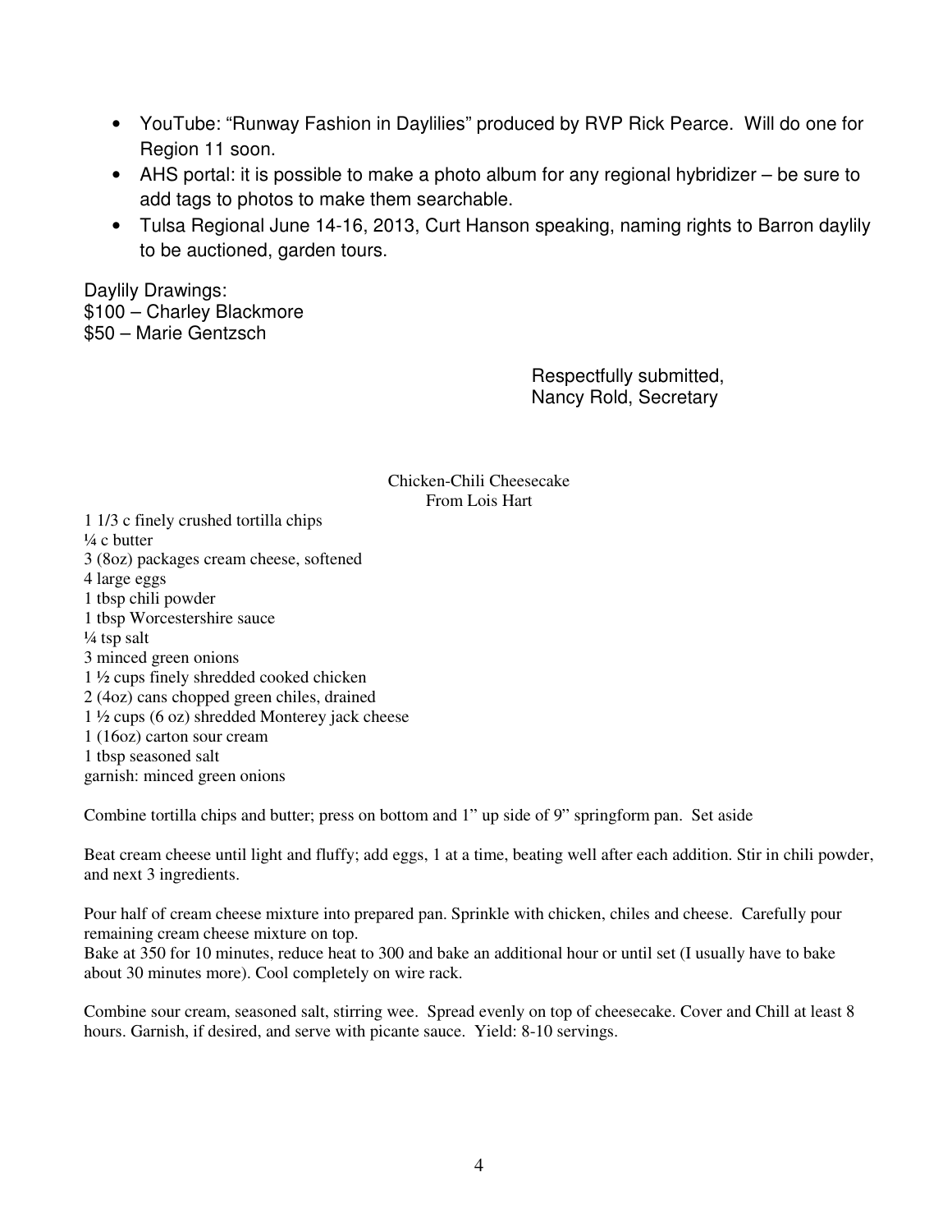- YouTube: "Runway Fashion in Daylilies" produced by RVP Rick Pearce. Will do one for Region 11 soon.
- AHS portal: it is possible to make a photo album for any regional hybridizer – be sure to add tags to photos to make them searchable.
- Tulsa Regional June 14-16, 2013, Curt Hanson speaking, naming rights to Barron daylily to be auctioned, garden tours.

Daylily Drawings:
$100 – Charley Blackmore
$50 – Marie Gentzsch

Respectfully submitted,
Nancy Rold, Secretary

## Chicken-Chili Cheesecake

From Lois Hart

1 1/3 c finely crushed tortilla chips
¼ c butter
3 (8oz) packages cream cheese, softened
4 large eggs
1 tbsp chili powder
1 tbsp Worcestershire sauce
¼ tsp salt
3 minced green onions
1 ½ cups finely shredded cooked chicken
2 (4oz) cans chopped green chiles, drained
1 ½ cups (6 oz) shredded Monterey jack cheese
1 (16oz) carton sour cream
1 tbsp seasoned salt
garnish: minced green onions

Combine tortilla chips and butter; press on bottom and 1" up side of 9" springform pan. Set aside

Beat cream cheese until light and fluffy; add eggs, 1 at a time, beating well after each addition. Stir in chili powder, and next 3 ingredients.

Pour half of cream cheese mixture into prepared pan. Sprinkle with chicken, chiles and cheese. Carefully pour remaining cream cheese mixture on top.
Bake at 350 for 10 minutes, reduce heat to 300 and bake an additional hour or until set (I usually have to bake about 30 minutes more). Cool completely on wire rack.

Combine sour cream, seasoned salt, stirring wee. Spread evenly on top of cheesecake. Cover and Chill at least 8 hours. Garnish, if desired, and serve with picante sauce. Yield: 8-10 servings.